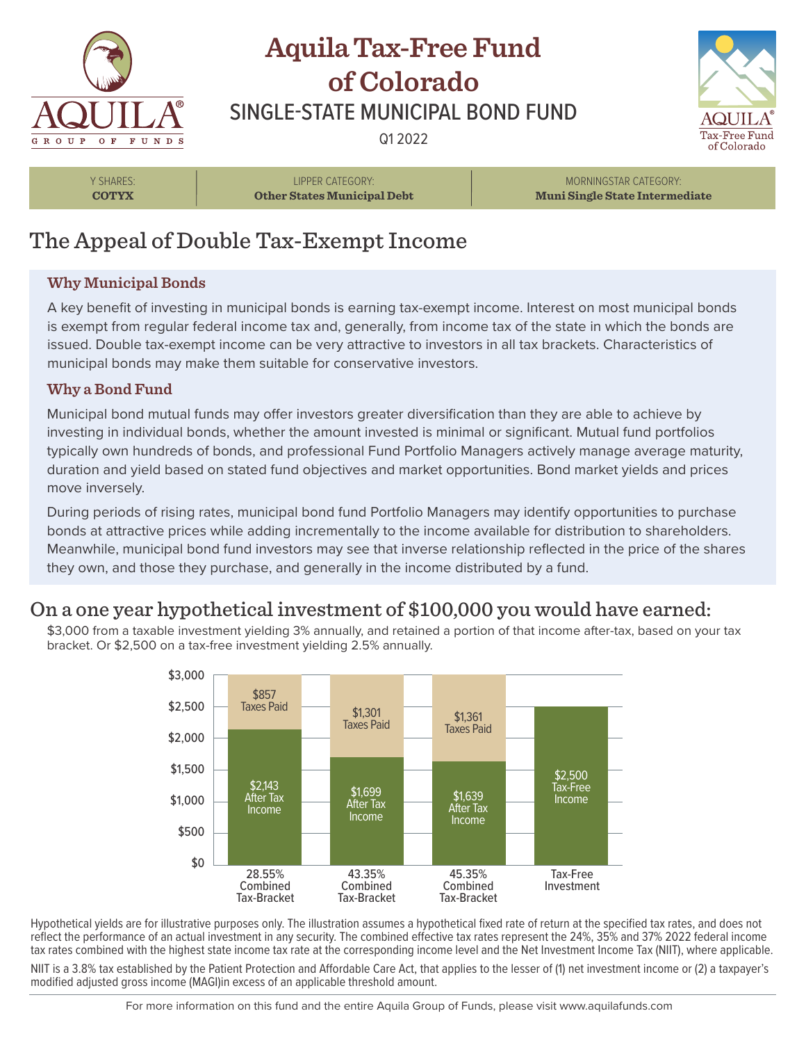# Aquila Tax-Free Fund of Colorado

## SINGLE-STATE MUNICIPAL BOND FUND

Q1 2022

| Y SHARES: | LIPPER CATEGORY: | MORNINGSTAR CATEGORY: |
|---|---|---|
| **COTYX** | **Other States Municipal Debt** | **Muni Single State Intermediate** |

## The Appeal of Double Tax-Exempt Income

### Why Municipal Bonds

A key benefit of investing in municipal bonds is earning tax-exempt income. Interest on most municipal bonds is exempt from regular federal income tax and, generally, from income tax of the state in which the bonds are issued. Double tax-exempt income can be very attractive to investors in all tax brackets. Characteristics of municipal bonds may make them suitable for conservative investors.

### Why a Bond Fund

Municipal bond mutual funds may offer investors greater diversification than they are able to achieve by investing in individual bonds, whether the amount invested is minimal or significant. Mutual fund portfolios typically own hundreds of bonds, and professional Fund Portfolio Managers actively manage average maturity, duration and yield based on stated fund objectives and market opportunities. Bond market yields and prices move inversely.

During periods of rising rates, municipal bond fund Portfolio Managers may identify opportunities to purchase bonds at attractive prices while adding incrementally to the income available for distribution to shareholders. Meanwhile, municipal bond fund investors may see that inverse relationship reflected in the price of the shares they own, and those they purchase, and generally in the income distributed by a fund.

## On a one year hypothetical investment of $100,000 you would have earned:

$3,000 from a taxable investment yielding 3% annually, and retained a portion of that income after-tax, based on your tax bracket. Or $2,500 on a tax-free investment yielding 2.5% annually.

| | 28.55% Combined Tax-Bracket | 43.35% Combined Tax-Bracket | 45.35% Combined Tax-Bracket | Tax-Free Investment |
|---|---|---|---|---|
| Taxes Paid | $857 | $1,301 | $1,361 | |
| After Tax Income | $2,143 | $1,699 | $1,639 | |
| Tax-Free Income | | | | $2,500 |

Hypothetical yields are for illustrative purposes only. The illustration assumes a hypothetical fixed rate of return at the specified tax rates, and does not reflect the performance of an actual investment in any security. The combined effective tax rates represent the 24%, 35% and 37% 2022 federal income tax rates combined with the highest state income tax rate at the corresponding income level and the Net Investment Income Tax (NIIT), where applicable.

NIIT is a 3.8% tax established by the Patient Protection and Affordable Care Act, that applies to the lesser of (1) net investment income or (2) a taxpayer's modified adjusted gross income (MAGI)in excess of an applicable threshold amount.

For more information on this fund and the entire Aquila Group of Funds, please visit www.aquilafunds.com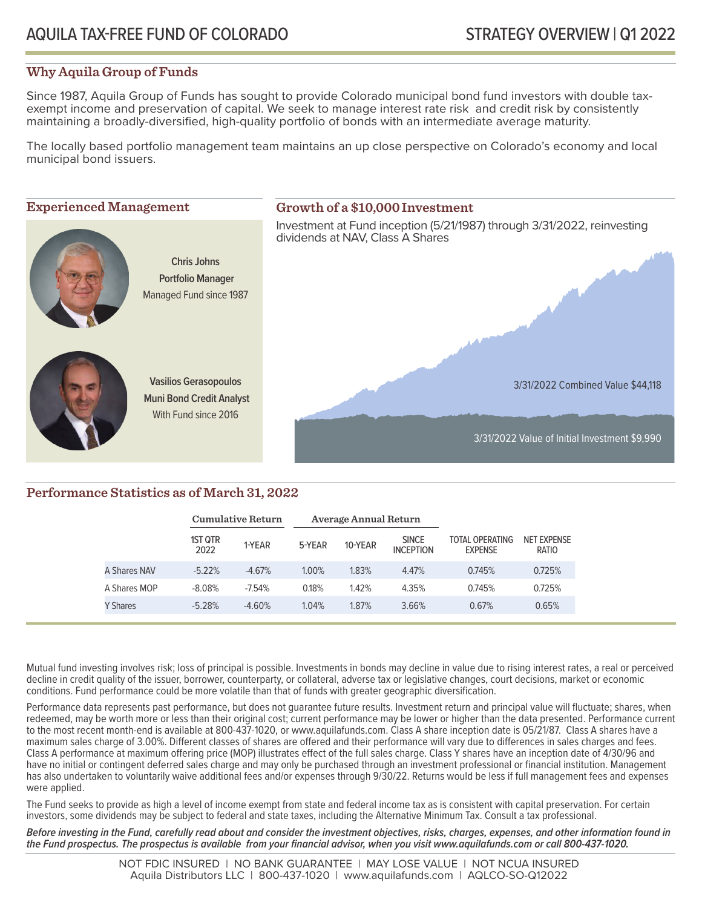# AQUILA TAX-FREE FUND OF COLORADO

# STRATEGY OVERVIEW | Q1 2022

## Why Aquila Group of Funds

Since 1987, Aquila Group of Funds has sought to provide Colorado municipal bond fund investors with double tax-exempt income and preservation of capital. We seek to manage interest rate risk and credit risk by consistently maintaining a broadly-diversified, high-quality portfolio of bonds with an intermediate average maturity.

The locally based portfolio management team maintains an up close perspective on Colorado's economy and local municipal bond issuers.

## Experienced Management

**Chris Johns**
**Portfolio Manager**
Managed Fund since 1987

**Vasilios Gerasopoulos**
**Muni Bond Credit Analyst**
With Fund since 2016

## Growth of a $10,000 Investment

Investment at Fund inception (5/21/1987) through 3/31/2022, reinvesting dividends at NAV, Class A Shares

3/31/2022 Combined Value $44,118

3/31/2022 Value of Initial Investment $9,990

## Performance Statistics as of March 31, 2022

| | Cumulative Return | | Average Annual Return | | | | |
|---|---|---|---|---|---|---|---|
| | 1ST QTR 2022 | 1-YEAR | 5-YEAR | 10-YEAR | SINCE INCEPTION | TOTAL OPERATING EXPENSE | NET EXPENSE RATIO |
| A Shares NAV | -5.22% | -4.67% | 1.00% | 1.83% | 4.47% | 0.745% | 0.725% |
| A Shares MOP | -8.08% | -7.54% | 0.18% | 1.42% | 4.35% | 0.745% | 0.725% |
| Y Shares | -5.28% | -4.60% | 1.04% | 1.87% | 3.66% | 0.67% | 0.65% |

Mutual fund investing involves risk; loss of principal is possible. Investments in bonds may decline in value due to rising interest rates, a real or perceived decline in credit quality of the issuer, borrower, counterparty, or collateral, adverse tax or legislative changes, court decisions, market or economic conditions. Fund performance could be more volatile than that of funds with greater geographic diversification.

Performance data represents past performance, but does not guarantee future results. Investment return and principal value will fluctuate; shares, when redeemed, may be worth more or less than their original cost; current performance may be lower or higher than the data presented. Performance current to the most recent month-end is available at 800-437-1020, or www.aquilafunds.com. Class A share inception date is 05/21/87. Class A shares have a maximum sales charge of 3.00%. Different classes of shares are offered and their performance will vary due to differences in sales charges and fees. Class A performance at maximum offering price (MOP) illustrates effect of the full sales charge. Class Y shares have an inception date of 4/30/96 and have no initial or contingent deferred sales charge and may only be purchased through an investment professional or financial institution. Management has also undertaken to voluntarily waive additional fees and/or expenses through 9/30/22. Returns would be less if full management fees and expenses were applied.

The Fund seeks to provide as high a level of income exempt from state and federal income tax as is consistent with capital preservation. For certain investors, some dividends may be subject to federal and state taxes, including the Alternative Minimum Tax. Consult a tax professional.

***Before investing in the Fund, carefully read about and consider the investment objectives, risks, charges, expenses, and other information found in the Fund prospectus. The prospectus is available from your financial advisor, when you visit www.aquilafunds.com or call 800-437-1020.***

NOT FDIC INSURED | NO BANK GUARANTEE | MAY LOSE VALUE | NOT NCUA INSURED
Aquila Distributors LLC | 800-437-1020 | www.aquilafunds.com | AQLCO-SO-Q12022